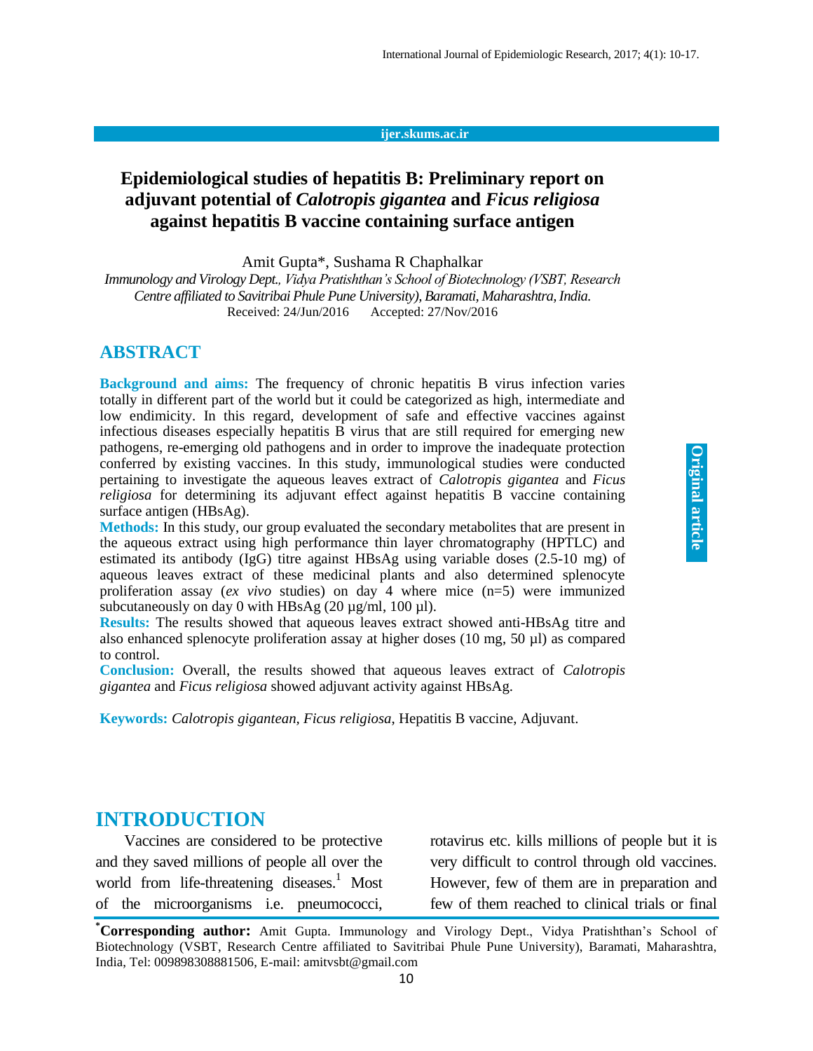# Epidemiological studies of hepatitis B: Preliminary report on adjuvant potential of *Calotropis gigantea* and *Ficus religiosa* against hepatitis B vaccine containing surface antigen

Amit Gupta*, Sushama R Chaphalkar

*Immunology and Virology Dept., Vidya Pratishthan's School of Biotechnology (VSBT, Research Centre affiliated to Savitribai Phule Pune University), Baramati, Maharashtra, India.*

Received: 24/Jun/2016 Accepted: 27/Nov/2016

Original article

## ABSTRACT

**Background and aims:** The frequency of chronic hepatitis B virus infection varies totally in different part of the world but it could be categorized as high, intermediate and low endimicity. In this regard, development of safe and effective vaccines against infectious diseases especially hepatitis B virus that are still required for emerging new pathogens, re-emerging old pathogens and in order to improve the inadequate protection conferred by existing vaccines. In this study, immunological studies were conducted pertaining to investigate the aqueous leaves extract of *Calotropis gigantea* and *Ficus religiosa* for determining its adjuvant effect against hepatitis B vaccine containing surface antigen (HBsAg).

**Methods:** In this study, our group evaluated the secondary metabolites that are present in the aqueous extract using high performance thin layer chromatography (HPTLC) and estimated its antibody (IgG) titre against HBsAg using variable doses (2.5-10 mg) of aqueous leaves extract of these medicinal plants and also determined splenocyte proliferation assay (*ex vivo* studies) on day 4 where mice (n=5) were immunized subcutaneously on day 0 with HBsAg (20 µg/ml, 100 µl).

**Results:** The results showed that aqueous leaves extract showed anti-HBsAg titre and also enhanced splenocyte proliferation assay at higher doses (10 mg, 50 µl) as compared to control.

**Conclusion:** Overall, the results showed that aqueous leaves extract of *Calotropis gigantea* and *Ficus religiosa* showed adjuvant activity against HBsAg.

**Keywords:** *Calotropis gigantean, Ficus religiosa*, Hepatitis B vaccine, Adjuvant.

## INTRODUCTION

Vaccines are considered to be protective and they saved millions of people all over the world from life-threatening diseases.[1] Most of the microorganisms i.e. pneumococci, rotavirus etc. kills millions of people but it is very difficult to control through old vaccines. However, few of them are in preparation and few of them reached to clinical trials or final

*Corresponding author: Amit Gupta. Immunology and Virology Dept., Vidya Pratishthan's School of Biotechnology (VSBT, Research Centre affiliated to Savitribai Phule Pune University), Baramati, Maharashtra, India, Tel: 009898308881506, E-mail: amitvsbt@gmail.com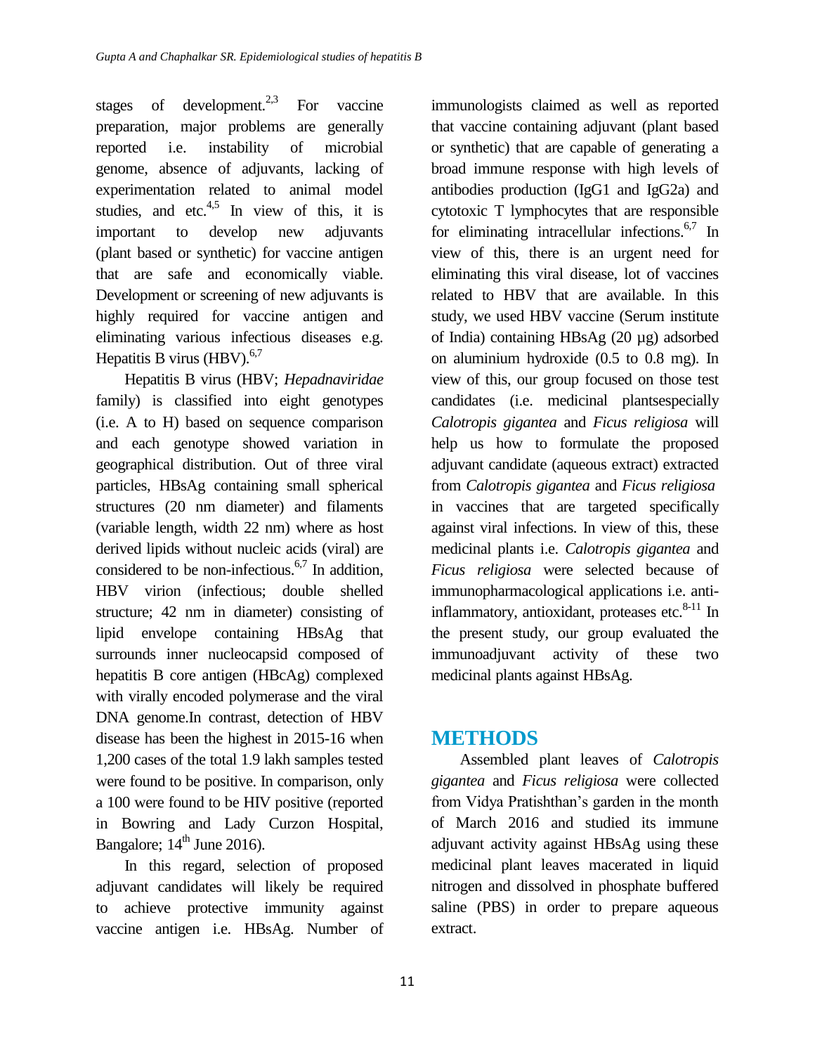stages of development.[2,3] For vaccine preparation, major problems are generally reported i.e. instability of microbial genome, absence of adjuvants, lacking of experimentation related to animal model studies, and etc.[4,5] In view of this, it is important to develop new adjuvants (plant based or synthetic) for vaccine antigen that are safe and economically viable. Development or screening of new adjuvants is highly required for vaccine antigen and eliminating various infectious diseases e.g. Hepatitis B virus (HBV).[6,7]

Hepatitis B virus (HBV; *Hepadnaviridae* family) is classified into eight genotypes (i.e. A to H) based on sequence comparison and each genotype showed variation in geographical distribution. Out of three viral particles, HBsAg containing small spherical structures (20 nm diameter) and filaments (variable length, width 22 nm) where as host derived lipids without nucleic acids (viral) are considered to be non-infectious.[6,7] In addition, HBV virion (infectious; double shelled structure; 42 nm in diameter) consisting of lipid envelope containing HBsAg that surrounds inner nucleocapsid composed of hepatitis B core antigen (HBcAg) complexed with virally encoded polymerase and the viral DNA genome.In contrast, detection of HBV disease has been the highest in 2015-16 when 1,200 cases of the total 1.9 lakh samples tested were found to be positive. In comparison, only a 100 were found to be HIV positive (reported in Bowring and Lady Curzon Hospital, Bangalore; 14th June 2016).

In this regard, selection of proposed adjuvant candidates will likely be required to achieve protective immunity against vaccine antigen i.e. HBsAg. Number of immunologists claimed as well as reported that vaccine containing adjuvant (plant based or synthetic) that are capable of generating a broad immune response with high levels of antibodies production (IgG1 and IgG2a) and cytotoxic T lymphocytes that are responsible for eliminating intracellular infections.[6,7] In view of this, there is an urgent need for eliminating this viral disease, lot of vaccines related to HBV that are available. In this study, we used HBV vaccine (Serum institute of India) containing HBsAg (20 µg) adsorbed on aluminium hydroxide (0.5 to 0.8 mg). In view of this, our group focused on those test candidates (i.e. medicinal plantsespecially *Calotropis gigantea* and *Ficus religiosa* will help us how to formulate the proposed adjuvant candidate (aqueous extract) extracted from *Calotropis gigantea* and *Ficus religiosa* in vaccines that are targeted specifically against viral infections. In view of this, these medicinal plants i.e. *Calotropis gigantea* and *Ficus religiosa* were selected because of immunopharmacological applications i.e. anti-inflammatory, antioxidant, proteases etc.[8-11] In the present study, our group evaluated the immunoadjuvant activity of these two medicinal plants against HBsAg.

## METHODS

Assembled plant leaves of *Calotropis gigantea* and *Ficus religiosa* were collected from Vidya Pratishthan's garden in the month of March 2016 and studied its immune adjuvant activity against HBsAg using these medicinal plant leaves macerated in liquid nitrogen and dissolved in phosphate buffered saline (PBS) in order to prepare aqueous extract.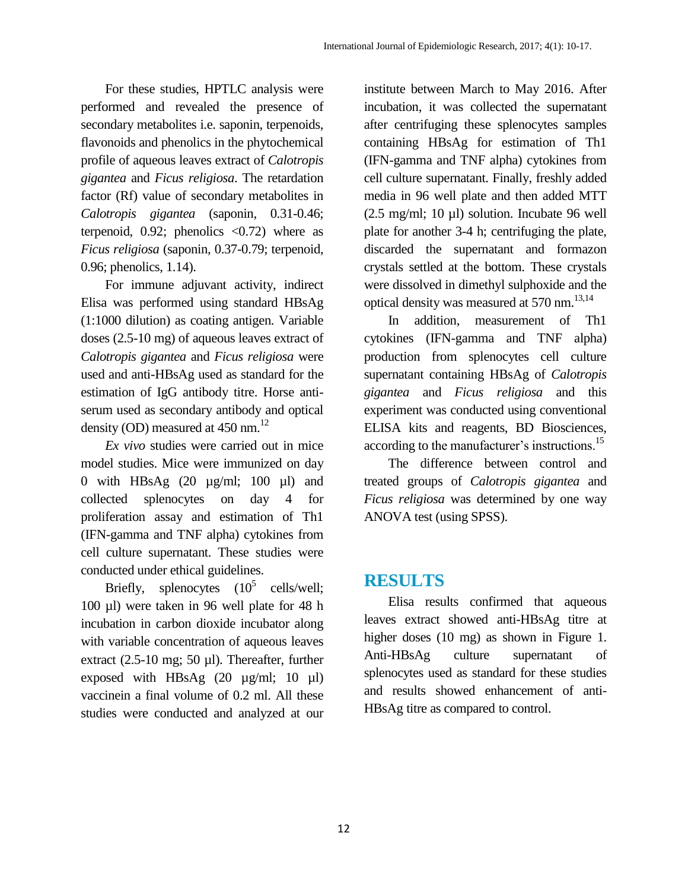For these studies, HPTLC analysis were performed and revealed the presence of secondary metabolites i.e. saponin, terpenoids, flavonoids and phenolics in the phytochemical profile of aqueous leaves extract of *Calotropis gigantea* and *Ficus religiosa*. The retardation factor (Rf) value of secondary metabolites in *Calotropis gigantea* (saponin, 0.31-0.46; terpenoid, 0.92; phenolics <0.72) where as *Ficus religiosa* (saponin, 0.37-0.79; terpenoid, 0.96; phenolics, 1.14).

For immune adjuvant activity, indirect Elisa was performed using standard HBsAg (1:1000 dilution) as coating antigen. Variable doses (2.5-10 mg) of aqueous leaves extract of *Calotropis gigantea* and *Ficus religiosa* were used and anti-HBsAg used as standard for the estimation of IgG antibody titre. Horse anti-serum used as secondary antibody and optical density (OD) measured at 450 nm.[12]

*Ex vivo* studies were carried out in mice model studies. Mice were immunized on day 0 with HBsAg (20 µg/ml; 100 µl) and collected splenocytes on day 4 for proliferation assay and estimation of Th1 (IFN-gamma and TNF alpha) cytokines from cell culture supernatant. These studies were conducted under ethical guidelines.

Briefly, splenocytes ($10^5$ cells/well; 100 µl) were taken in 96 well plate for 48 h incubation in carbon dioxide incubator along with variable concentration of aqueous leaves extract (2.5-10 mg; 50 µl). Thereafter, further exposed with HBsAg (20 µg/ml; 10 µl) vaccinein a final volume of 0.2 ml. All these studies were conducted and analyzed at our institute between March to May 2016. After incubation, it was collected the supernatant after centrifuging these splenocytes samples containing HBsAg for estimation of Th1 (IFN-gamma and TNF alpha) cytokines from cell culture supernatant. Finally, freshly added media in 96 well plate and then added MTT (2.5 mg/ml; 10 µl) solution. Incubate 96 well plate for another 3-4 h; centrifuging the plate, discarded the supernatant and formazon crystals settled at the bottom. These crystals were dissolved in dimethyl sulphoxide and the optical density was measured at 570 nm.[13,14]

In addition, measurement of Th1 cytokines (IFN-gamma and TNF alpha) production from splenocytes cell culture supernatant containing HBsAg of *Calotropis gigantea* and *Ficus religiosa* and this experiment was conducted using conventional ELISA kits and reagents, BD Biosciences, according to the manufacturer's instructions.[15]

The difference between control and treated groups of *Calotropis gigantea* and *Ficus religiosa* was determined by one way ANOVA test (using SPSS).

## RESULTS

Elisa results confirmed that aqueous leaves extract showed anti-HBsAg titre at higher doses (10 mg) as shown in Figure 1. Anti-HBsAg culture supernatant of splenocytes used as standard for these studies and results showed enhancement of anti-HBsAg titre as compared to control.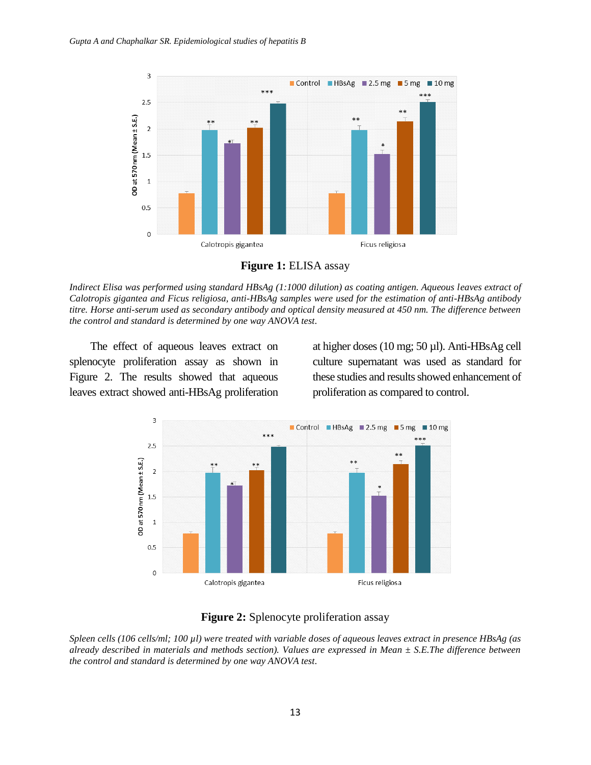**Figure 1:** ELISA assay

*Indirect Elisa was performed using standard HBsAg (1:1000 dilution) as coating antigen. Aqueous leaves extract of Calotropis gigantea and Ficus religiosa, anti-HBsAg samples were used for the estimation of anti-HBsAg antibody titre. Horse anti-serum used as secondary antibody and optical density measured at 450 nm. The difference between the control and standard is determined by one way ANOVA test.*

The effect of aqueous leaves extract on splenocyte proliferation assay as shown in Figure 2. The results showed that aqueous leaves extract showed anti-HBsAg proliferation at higher doses (10 mg; 50 µl). Anti-HBsAg cell culture supernatant was used as standard for these studies and results showed enhancement of proliferation as compared to control.

**Figure 2:** Splenocyte proliferation assay

*Spleen cells (106 cells/ml; 100 µl) were treated with variable doses of aqueous leaves extract in presence HBsAg (as already described in materials and methods section). Values are expressed in Mean ± S.E.The difference between the control and standard is determined by one way ANOVA test.*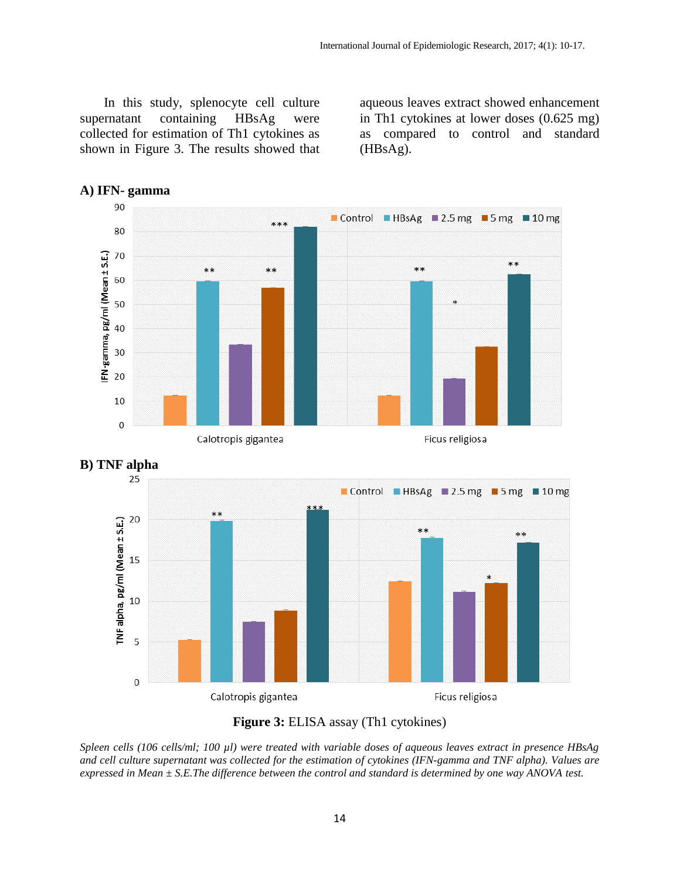In this study, splenocyte cell culture supernatant containing HBsAg were collected for estimation of Th1 cytokines as shown in Figure 3. The results showed that aqueous leaves extract showed enhancement in Th1 cytokines at lower doses (0.625 mg) as compared to control and standard (HBsAg).

**A) IFN- gamma**

**B) TNF alpha**

**Figure 3:** ELISA assay (Th1 cytokines)

*Spleen cells (106 cells/ml; 100 µl) were treated with variable doses of aqueous leaves extract in presence HBsAg and cell culture supernatant was collected for the estimation of cytokines (IFN-gamma and TNF alpha). Values are expressed in Mean ± S.E.The difference between the control and standard is determined by one way ANOVA test.*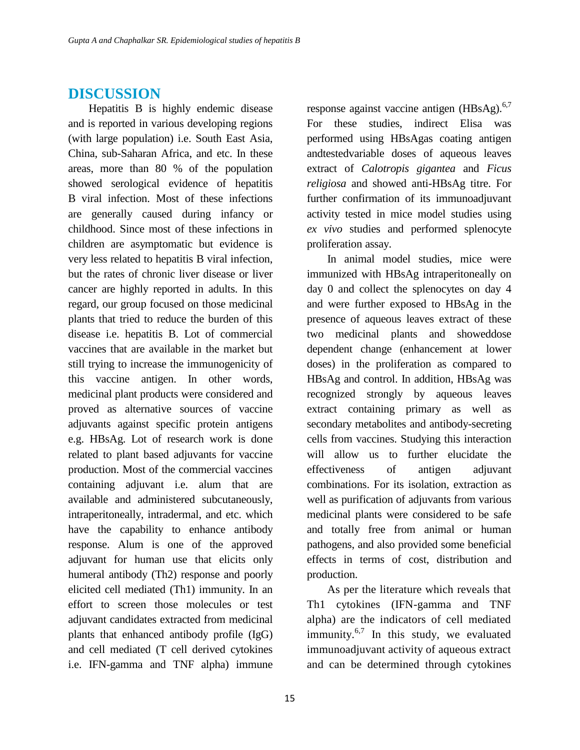## DISCUSSION

Hepatitis B is highly endemic disease and is reported in various developing regions (with large population) i.e. South East Asia, China, sub-Saharan Africa, and etc. In these areas, more than 80 % of the population showed serological evidence of hepatitis B viral infection. Most of these infections are generally caused during infancy or childhood. Since most of these infections in children are asymptomatic but evidence is very less related to hepatitis B viral infection, but the rates of chronic liver disease or liver cancer are highly reported in adults. In this regard, our group focused on those medicinal plants that tried to reduce the burden of this disease i.e. hepatitis B. Lot of commercial vaccines that are available in the market but still trying to increase the immunogenicity of this vaccine antigen. In other words, medicinal plant products were considered and proved as alternative sources of vaccine adjuvants against specific protein antigens e.g. HBsAg. Lot of research work is done related to plant based adjuvants for vaccine production. Most of the commercial vaccines containing adjuvant i.e. alum that are available and administered subcutaneously, intraperitoneally, intradermal, and etc. which have the capability to enhance antibody response. Alum is one of the approved adjuvant for human use that elicits only humeral antibody (Th2) response and poorly elicited cell mediated (Th1) immunity. In an effort to screen those molecules or test adjuvant candidates extracted from medicinal plants that enhanced antibody profile (IgG) and cell mediated (T cell derived cytokines i.e. IFN-gamma and TNF alpha) immune response against vaccine antigen (HBsAg).[6,7] For these studies, indirect Elisa was performed using HBsAgas coating antigen andtestedvariable doses of aqueous leaves extract of *Calotropis gigantea* and *Ficus religiosa* and showed anti-HBsAg titre. For further confirmation of its immunoadjuvant activity tested in mice model studies using *ex vivo* studies and performed splenocyte proliferation assay.

In animal model studies, mice were immunized with HBsAg intraperitoneally on day 0 and collect the splenocytes on day 4 and were further exposed to HBsAg in the presence of aqueous leaves extract of these two medicinal plants and showeddose dependent change (enhancement at lower doses) in the proliferation as compared to HBsAg and control. In addition, HBsAg was recognized strongly by aqueous leaves extract containing primary as well as secondary metabolites and antibody-secreting cells from vaccines. Studying this interaction will allow us to further elucidate the effectiveness of antigen adjuvant combinations. For its isolation, extraction as well as purification of adjuvants from various medicinal plants were considered to be safe and totally free from animal or human pathogens, and also provided some beneficial effects in terms of cost, distribution and production.

As per the literature which reveals that Th1 cytokines (IFN-gamma and TNF alpha) are the indicators of cell mediated immunity.[6,7] In this study, we evaluated immunoadjuvant activity of aqueous extract and can be determined through cytokines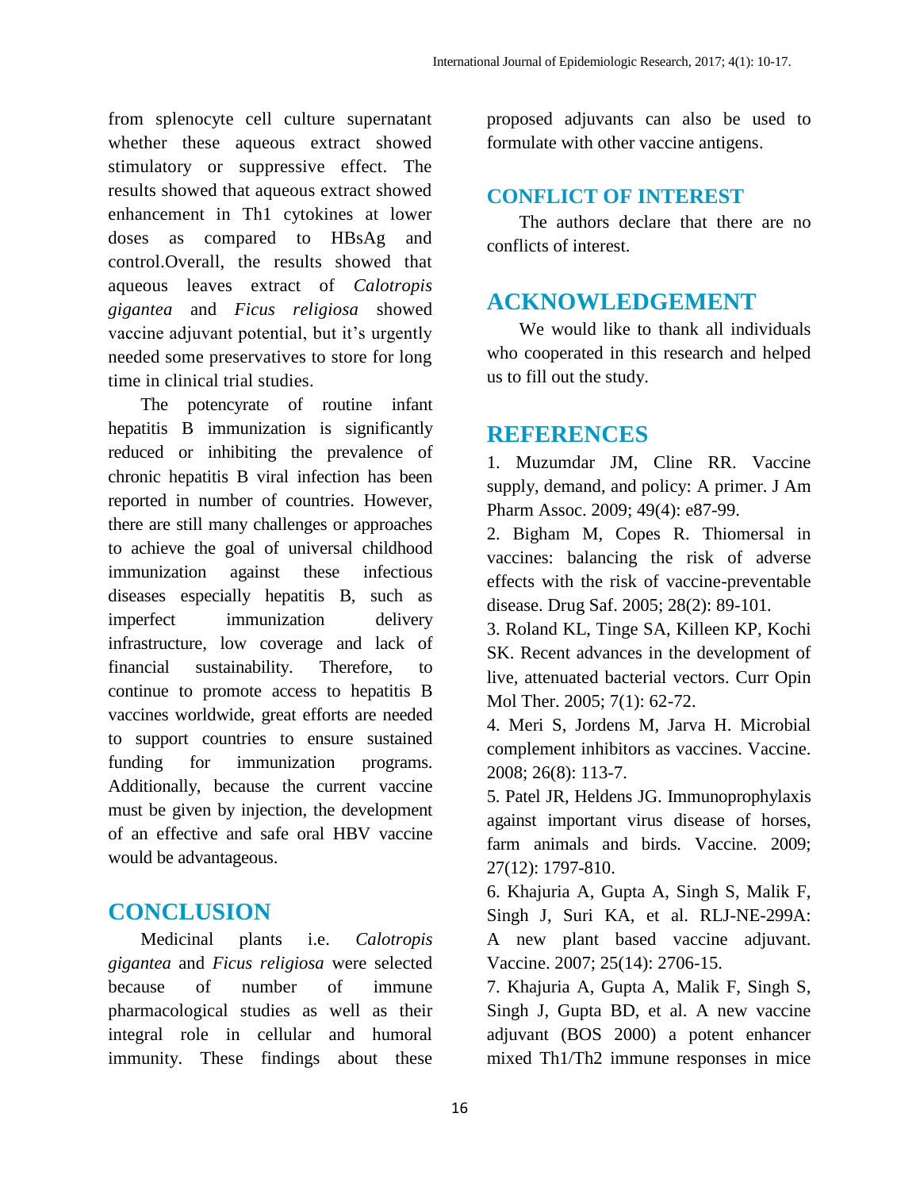from splenocyte cell culture supernatant whether these aqueous extract showed stimulatory or suppressive effect. The results showed that aqueous extract showed enhancement in Th1 cytokines at lower doses as compared to HBsAg and control.Overall, the results showed that aqueous leaves extract of *Calotropis gigantea* and *Ficus religiosa* showed vaccine adjuvant potential, but it's urgently needed some preservatives to store for long time in clinical trial studies.

The potencyrate of routine infant hepatitis B immunization is significantly reduced or inhibiting the prevalence of chronic hepatitis B viral infection has been reported in number of countries. However, there are still many challenges or approaches to achieve the goal of universal childhood immunization against these infectious diseases especially hepatitis B, such as imperfect immunization delivery infrastructure, low coverage and lack of financial sustainability. Therefore, to continue to promote access to hepatitis B vaccines worldwide, great efforts are needed to support countries to ensure sustained funding for immunization programs. Additionally, because the current vaccine must be given by injection, the development of an effective and safe oral HBV vaccine would be advantageous.

## CONCLUSION

Medicinal plants i.e. *Calotropis gigantea* and *Ficus religiosa* were selected because of number of immune pharmacological studies as well as their integral role in cellular and humoral immunity. These findings about these proposed adjuvants can also be used to formulate with other vaccine antigens.

## CONFLICT OF INTEREST

The authors declare that there are no conflicts of interest.

## ACKNOWLEDGEMENT

We would like to thank all individuals who cooperated in this research and helped us to fill out the study.

## REFERENCES

1. Muzumdar JM, Cline RR. Vaccine supply, demand, and policy: A primer. J Am Pharm Assoc. 2009; 49(4): e87-99.
2. Bigham M, Copes R. Thiomersal in vaccines: balancing the risk of adverse effects with the risk of vaccine-preventable disease. Drug Saf. 2005; 28(2): 89-101.
3. Roland KL, Tinge SA, Killeen KP, Kochi SK. Recent advances in the development of live, attenuated bacterial vectors. Curr Opin Mol Ther. 2005; 7(1): 62-72.
4. Meri S, Jordens M, Jarva H. Microbial complement inhibitors as vaccines. Vaccine. 2008; 26(8): 113-7.
5. Patel JR, Heldens JG. Immunoprophylaxis against important virus disease of horses, farm animals and birds. Vaccine. 2009; 27(12): 1797-810.
6. Khajuria A, Gupta A, Singh S, Malik F, Singh J, Suri KA, et al. RLJ-NE-299A: A new plant based vaccine adjuvant. Vaccine. 2007; 25(14): 2706-15.
7. Khajuria A, Gupta A, Malik F, Singh S, Singh J, Gupta BD, et al. A new vaccine adjuvant (BOS 2000) a potent enhancer mixed Th1/Th2 immune responses in mice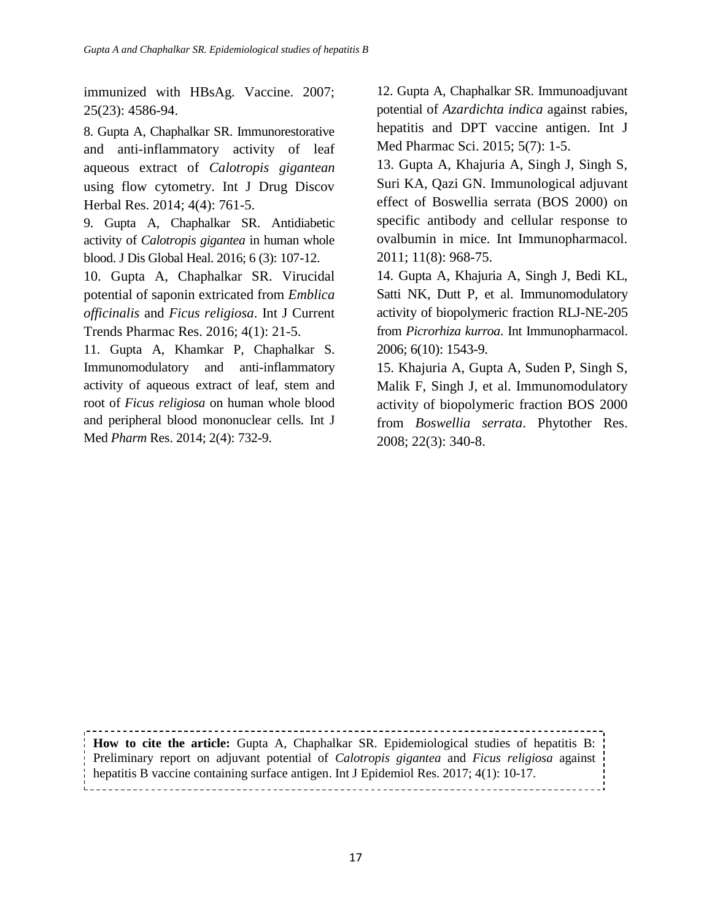immunized with HBsAg. Vaccine. 2007; 25(23): 4586-94.

8. Gupta A, Chaphalkar SR. Immunorestorative and anti-inflammatory activity of leaf aqueous extract of *Calotropis gigantean* using flow cytometry. Int J Drug Discov Herbal Res. 2014; 4(4): 761-5.

9. Gupta A, Chaphalkar SR. Antidiabetic activity of *Calotropis gigantea* in human whole blood. J Dis Global Heal. 2016; 6 (3): 107-12.

10. Gupta A, Chaphalkar SR. Virucidal potential of saponin extricated from *Emblica officinalis* and *Ficus religiosa*. Int J Current Trends Pharmac Res. 2016; 4(1): 21-5.

11. Gupta A, Khamkar P, Chaphalkar S. Immunomodulatory and anti-inflammatory activity of aqueous extract of leaf, stem and root of *Ficus religiosa* on human whole blood and peripheral blood mononuclear cells. Int J Med *Pharm* Res. 2014; 2(4): 732-9.

12. Gupta A, Chaphalkar SR. Immunoadjuvant potential of *Azardichta indica* against rabies, hepatitis and DPT vaccine antigen. Int J Med Pharmac Sci. 2015; 5(7): 1-5.

13. Gupta A, Khajuria A, Singh J, Singh S, Suri KA, Qazi GN. Immunological adjuvant effect of Boswellia serrata (BOS 2000) on specific antibody and cellular response to ovalbumin in mice. Int Immunopharmacol. 2011; 11(8): 968-75.

14. Gupta A, Khajuria A, Singh J, Bedi KL, Satti NK, Dutt P, et al. Immunomodulatory activity of biopolymeric fraction RLJ-NE-205 from *Picrorhiza kurroa*. Int Immunopharmacol. 2006; 6(10): 1543-9.

15. Khajuria A, Gupta A, Suden P, Singh S, Malik F, Singh J, et al. Immunomodulatory activity of biopolymeric fraction BOS 2000 from *Boswellia serrata*. Phytother Res. 2008; 22(3): 340-8.

**How to cite the article:** Gupta A, Chaphalkar SR. Epidemiological studies of hepatitis B: Preliminary report on adjuvant potential of *Calotropis gigantea* and *Ficus religiosa* against hepatitis B vaccine containing surface antigen. Int J Epidemiol Res. 2017; 4(1): 10-17.